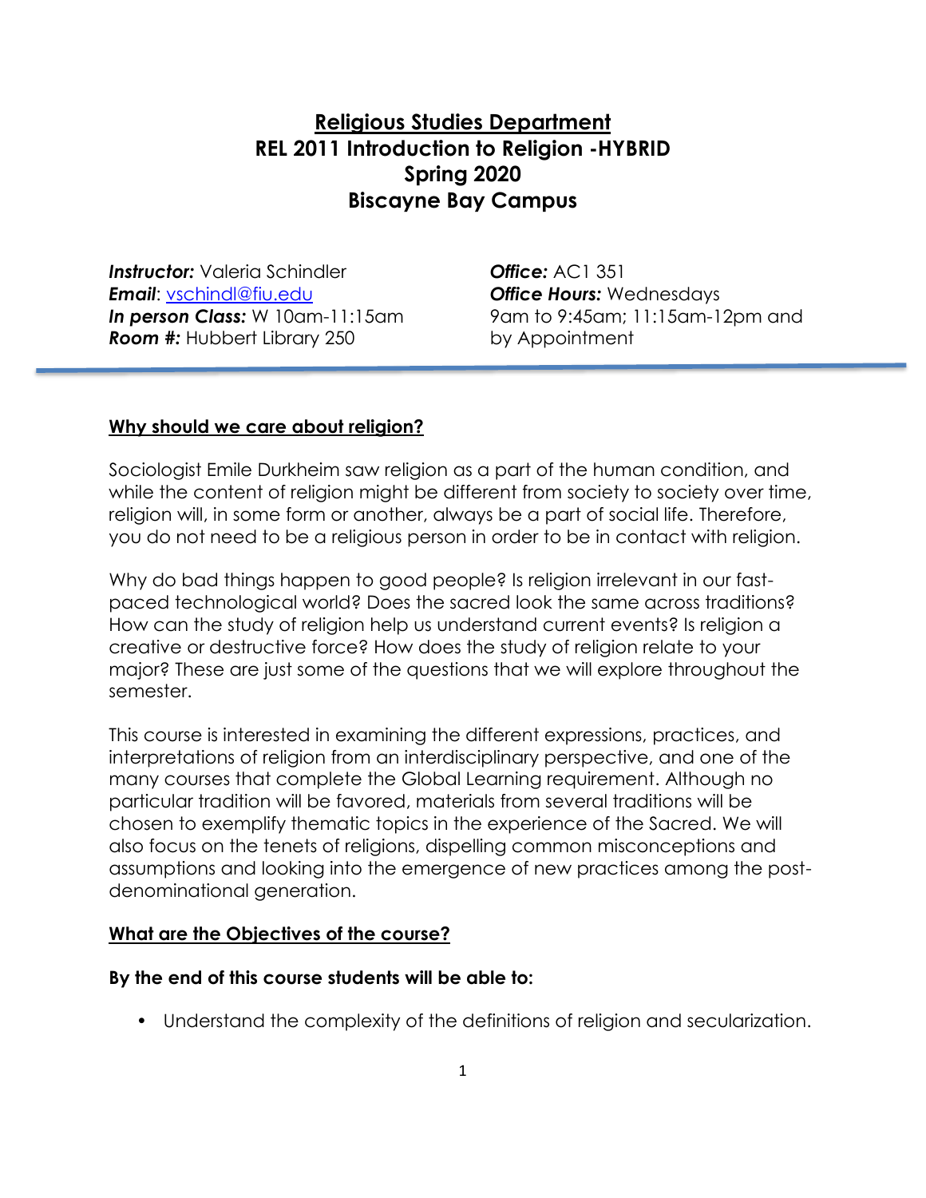# Religious Studies Department
# REL 2011 Introduction to Religion -HYBRID
# Spring 2020
# Biscayne Bay Campus

***Instructor:*** Valeria Schindler
***Email***: vschindl@fiu.edu
***In person Class:*** W 10am-11:15am
***Room #:*** Hubbert Library 250

***Office:*** AC1 351
***Office Hours:*** Wednesdays 9am to 9:45am; 11:15am-12pm and by Appointment

## Why should we care about religion?

Sociologist Emile Durkheim saw religion as a part of the human condition, and while the content of religion might be different from society to society over time, religion will, in some form or another, always be a part of social life. Therefore, you do not need to be a religious person in order to be in contact with religion.

Why do bad things happen to good people? Is religion irrelevant in our fast-paced technological world? Does the sacred look the same across traditions? How can the study of religion help us understand current events? Is religion a creative or destructive force? How does the study of religion relate to your major? These are just some of the questions that we will explore throughout the semester.

This course is interested in examining the different expressions, practices, and interpretations of religion from an interdisciplinary perspective, and one of the many courses that complete the Global Learning requirement. Although no particular tradition will be favored, materials from several traditions will be chosen to exemplify thematic topics in the experience of the Sacred. We will also focus on the tenets of religions, dispelling common misconceptions and assumptions and looking into the emergence of new practices among the post-denominational generation.

## What are the Objectives of the course?

**By the end of this course students will be able to:**

- Understand the complexity of the definitions of religion and secularization.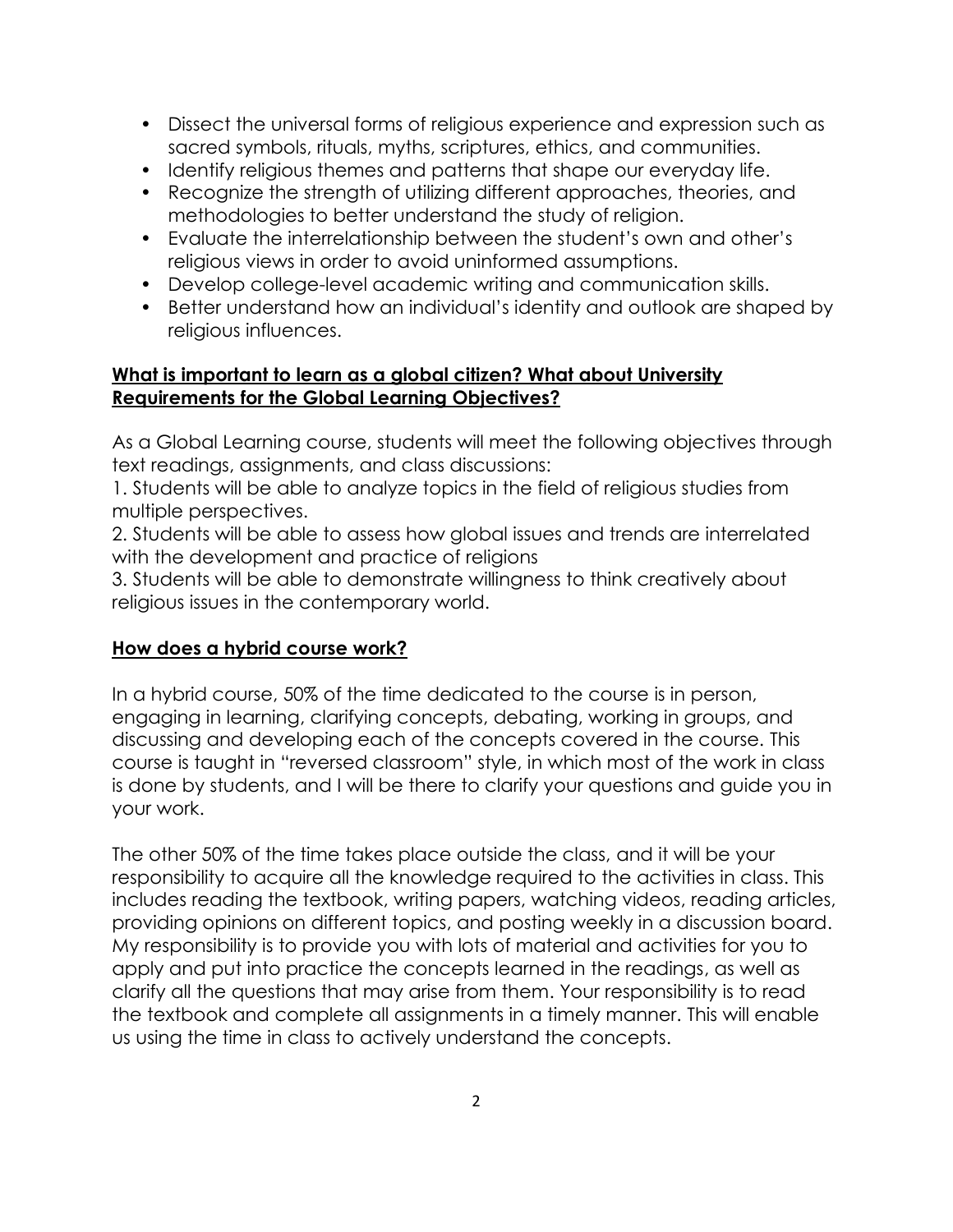- Dissect the universal forms of religious experience and expression such as sacred symbols, rituals, myths, scriptures, ethics, and communities.
- Identify religious themes and patterns that shape our everyday life.
- Recognize the strength of utilizing different approaches, theories, and methodologies to better understand the study of religion.
- Evaluate the interrelationship between the student's own and other's religious views in order to avoid uninformed assumptions.
- Develop college-level academic writing and communication skills.
- Better understand how an individual's identity and outlook are shaped by religious influences.

## What is important to learn as a global citizen? What about University Requirements for the Global Learning Objectives?

As a Global Learning course, students will meet the following objectives through text readings, assignments, and class discussions:

1. Students will be able to analyze topics in the field of religious studies from multiple perspectives.
2. Students will be able to assess how global issues and trends are interrelated with the development and practice of religions
3. Students will be able to demonstrate willingness to think creatively about religious issues in the contemporary world.

## How does a hybrid course work?

In a hybrid course, 50% of the time dedicated to the course is in person, engaging in learning, clarifying concepts, debating, working in groups, and discussing and developing each of the concepts covered in the course. This course is taught in "reversed classroom" style, in which most of the work in class is done by students, and I will be there to clarify your questions and guide you in your work.

The other 50% of the time takes place outside the class, and it will be your responsibility to acquire all the knowledge required to the activities in class. This includes reading the textbook, writing papers, watching videos, reading articles, providing opinions on different topics, and posting weekly in a discussion board. My responsibility is to provide you with lots of material and activities for you to apply and put into practice the concepts learned in the readings, as well as clarify all the questions that may arise from them. Your responsibility is to read the textbook and complete all assignments in a timely manner. This will enable us using the time in class to actively understand the concepts.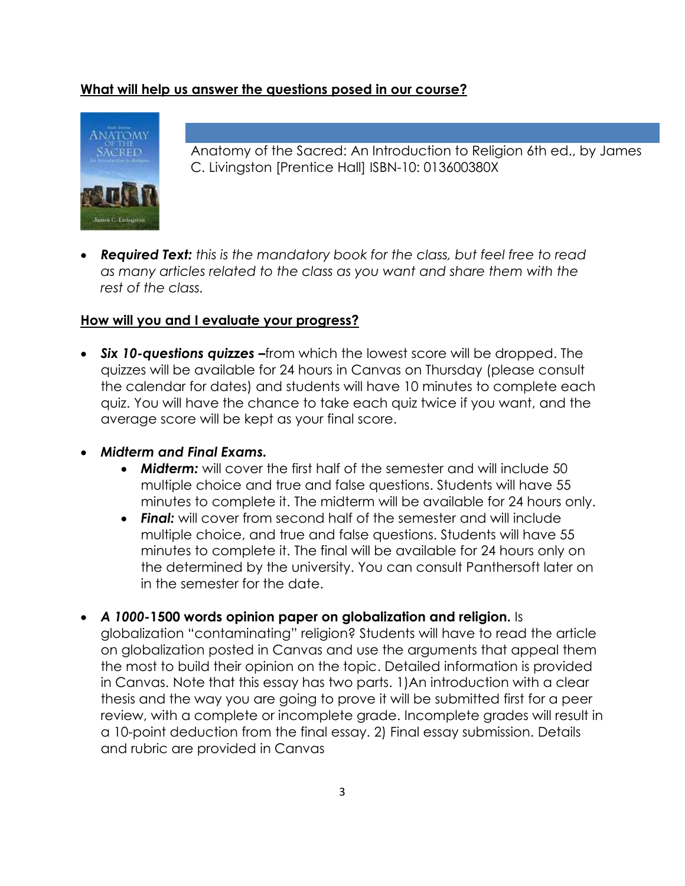**What will help us answer the questions posed in our course?**

Anatomy of the Sacred: An Introduction to Religion 6th ed., by James C. Livingston [Prentice Hall] ISBN-10: 013600380X

- ***Required Text:*** *this is the mandatory book for the class, but feel free to read as many articles related to the class as you want and share them with the rest of the class.*

**How will you and I evaluate your progress?**

- ***Six 10-questions quizzes –***from which the lowest score will be dropped. The quizzes will be available for 24 hours in Canvas on Thursday (please consult the calendar for dates) and students will have 10 minutes to complete each quiz. You will have the chance to take each quiz twice if you want, and the average score will be kept as your final score.

- ***Midterm and Final Exams.***
  - ***Midterm:*** will cover the first half of the semester and will include 50 multiple choice and true and false questions. Students will have 55 minutes to complete it. The midterm will be available for 24 hours only.
  - ***Final:*** will cover from second half of the semester and will include multiple choice, and true and false questions. Students will have 55 minutes to complete it. The final will be available for 24 hours only on the determined by the university. You can consult Panthersoft later on in the semester for the date.

- ***A 1000*-1500 words opinion paper on globalization and religion.** Is globalization "contaminating" religion? Students will have to read the article on globalization posted in Canvas and use the arguments that appeal them the most to build their opinion on the topic. Detailed information is provided in Canvas. Note that this essay has two parts. 1)An introduction with a clear thesis and the way you are going to prove it will be submitted first for a peer review, with a complete or incomplete grade. Incomplete grades will result in a 10-point deduction from the final essay. 2) Final essay submission. Details and rubric are provided in Canvas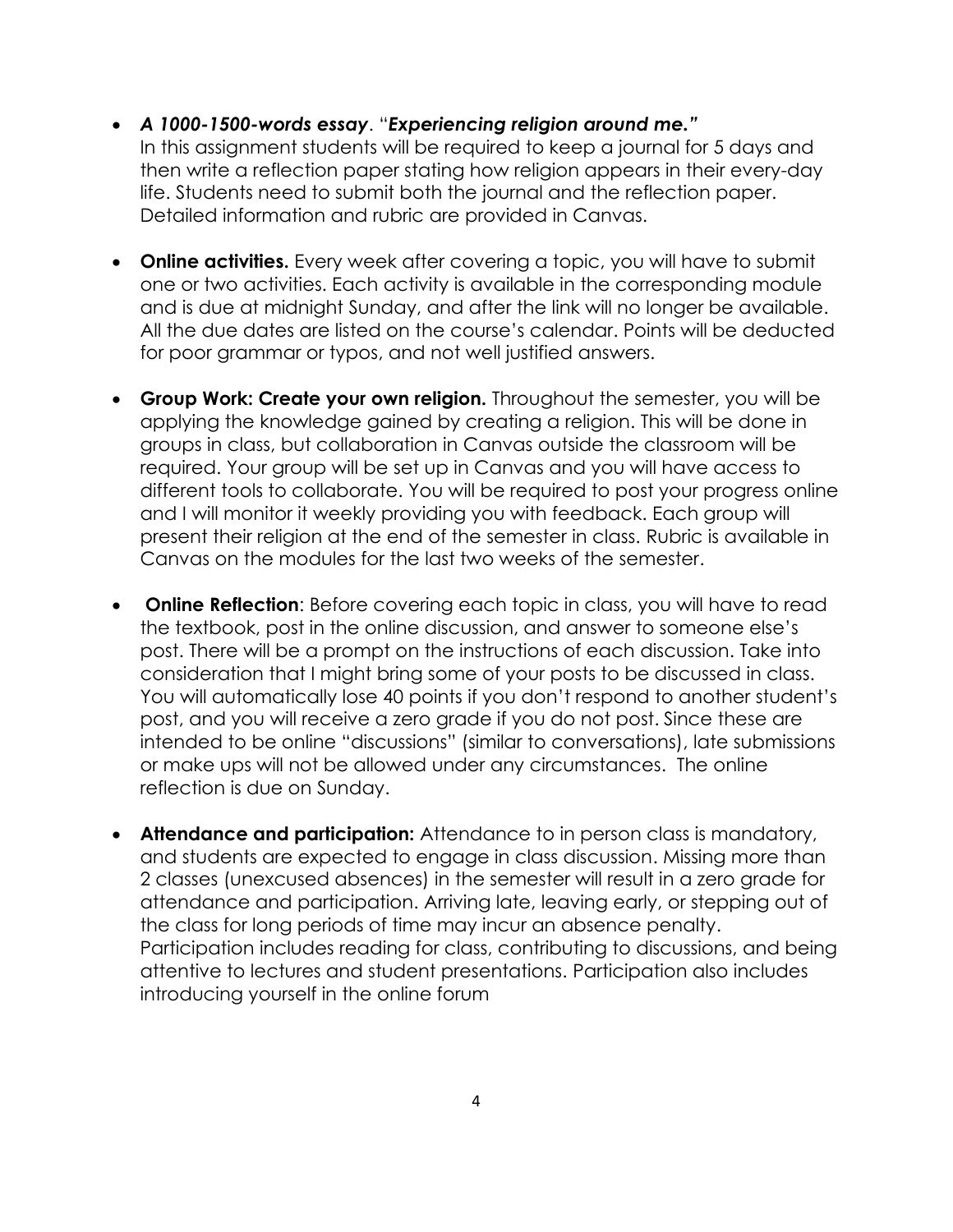- ***A 1000-1500-words essay*. "*Experiencing religion around me."***
  In this assignment students will be required to keep a journal for 5 days and then write a reflection paper stating how religion appears in their every-day life. Students need to submit both the journal and the reflection paper. Detailed information and rubric are provided in Canvas.

- **Online activities.** Every week after covering a topic, you will have to submit one or two activities. Each activity is available in the corresponding module and is due at midnight Sunday, and after the link will no longer be available. All the due dates are listed on the course's calendar. Points will be deducted for poor grammar or typos, and not well justified answers.

- **Group Work: Create your own religion.** Throughout the semester, you will be applying the knowledge gained by creating a religion. This will be done in groups in class, but collaboration in Canvas outside the classroom will be required. Your group will be set up in Canvas and you will have access to different tools to collaborate. You will be required to post your progress online and I will monitor it weekly providing you with feedback. Each group will present their religion at the end of the semester in class. Rubric is available in Canvas on the modules for the last two weeks of the semester.

- **Online Reflection**: Before covering each topic in class, you will have to read the textbook, post in the online discussion, and answer to someone else's post. There will be a prompt on the instructions of each discussion. Take into consideration that I might bring some of your posts to be discussed in class. You will automatically lose 40 points if you don't respond to another student's post, and you will receive a zero grade if you do not post. Since these are intended to be online "discussions" (similar to conversations), late submissions or make ups will not be allowed under any circumstances. The online reflection is due on Sunday.

- **Attendance and participation:** Attendance to in person class is mandatory, and students are expected to engage in class discussion. Missing more than 2 classes (unexcused absences) in the semester will result in a zero grade for attendance and participation. Arriving late, leaving early, or stepping out of the class for long periods of time may incur an absence penalty. Participation includes reading for class, contributing to discussions, and being attentive to lectures and student presentations. Participation also includes introducing yourself in the online forum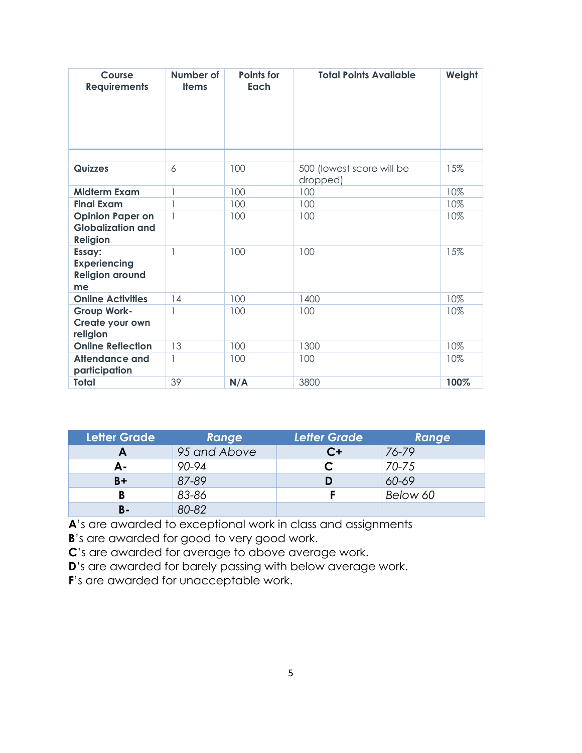| Course Requirements | Number of Items | Points for Each | Total Points Available | Weight |
|---|---|---|---|---|
| | | | | |
| **Quizzes** | 6 | 100 | 500 (lowest score will be dropped) | 15% |
| **Midterm Exam** | 1 | 100 | 100 | 10% |
| **Final Exam** | 1 | 100 | 100 | 10% |
| **Opinion Paper on Globalization and Religion** | 1 | 100 | 100 | 10% |
| **Essay: Experiencing Religion around me** | 1 | 100 | 100 | 15% |
| **Online Activities** | 14 | 100 | 1400 | 10% |
| **Group Work- Create your own religion** | 1 | 100 | 100 | 10% |
| **Online Reflection** | 13 | 100 | 1300 | 10% |
| **Attendance and participation** | 1 | 100 | 100 | 10% |
| **Total** | 39 | **N/A** | 3800 | **100%** |

| Letter Grade | *Range* | *Letter Grade* | *Range* |
|---|---|---|---|
| **A** | *95 and Above* | **C+** | *76-79* |
| **A-** | *90-94* | **C** | *70-75* |
| **B+** | *87-89* | **D** | *60-69* |
| **B** | *83-86* | **F** | *Below 60* |
| **B-** | *80-82* | | |

**A**'s are awarded to exceptional work in class and assignments
**B**'s are awarded for good to very good work.
**C**'s are awarded for average to above average work.
**D**'s are awarded for barely passing with below average work.
**F**'s are awarded for unacceptable work.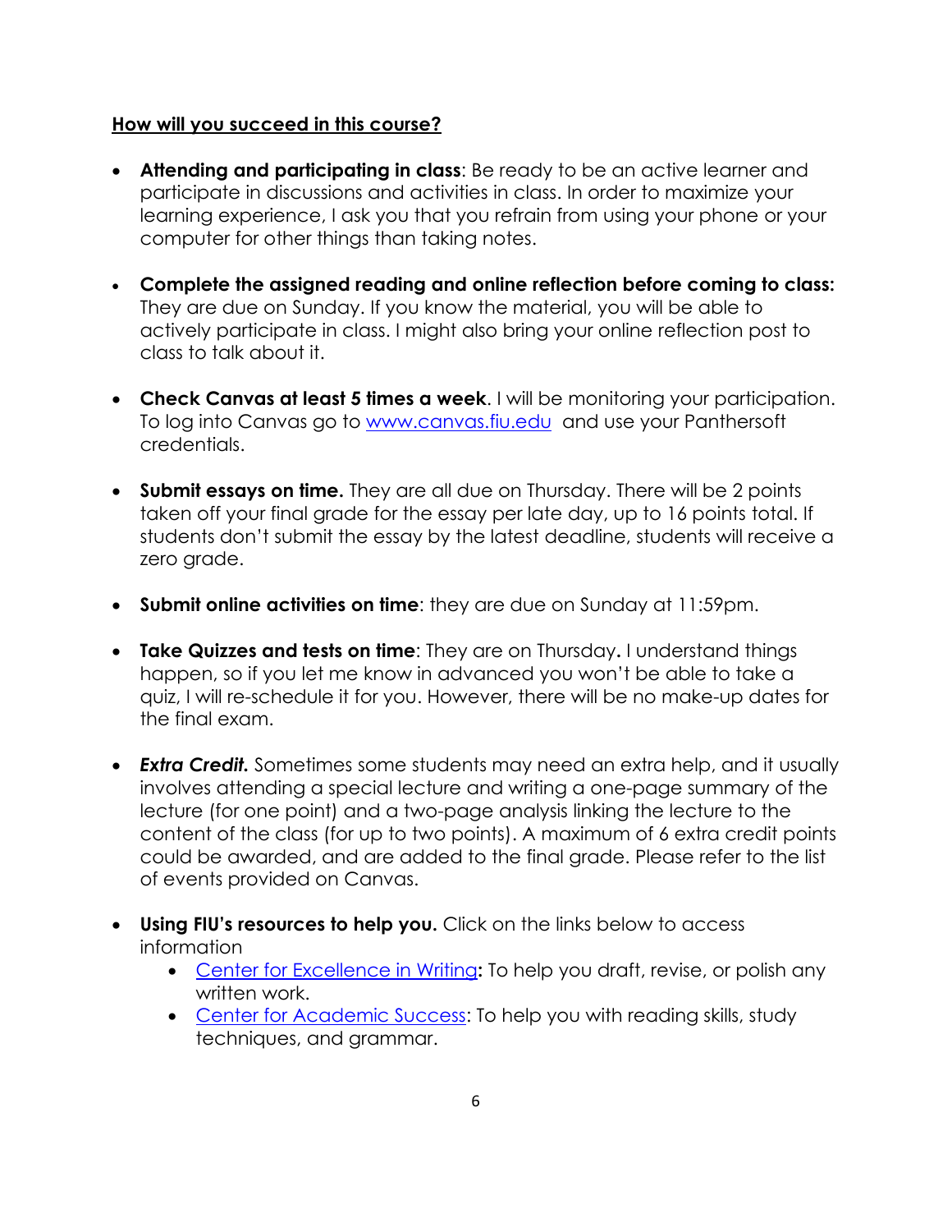**<u>How will you succeed in this course?</u>**

- **Attending and participating in class**: Be ready to be an active learner and participate in discussions and activities in class. In order to maximize your learning experience, I ask you that you refrain from using your phone or your computer for other things than taking notes.

- **Complete the assigned reading and online reflection before coming to class:** They are due on Sunday. If you know the material, you will be able to actively participate in class. I might also bring your online reflection post to class to talk about it.

- **Check Canvas at least 5 times a week**. I will be monitoring your participation. To log into Canvas go to [www.canvas.fiu.edu](www.canvas.fiu.edu) and use your Panthersoft credentials.

- **Submit essays on time.** They are all due on Thursday. There will be 2 points taken off your final grade for the essay per late day, up to 16 points total. If students don't submit the essay by the latest deadline, students will receive a zero grade.

- **Submit online activities on time**: they are due on Sunday at 11:59pm.

- **Take Quizzes and tests on time**: They are on Thursday**.** I understand things happen, so if you let me know in advanced you won't be able to take a quiz, I will re-schedule it for you. However, there will be no make-up dates for the final exam.

- ***Extra Credit.*** Sometimes some students may need an extra help, and it usually involves attending a special lecture and writing a one-page summary of the lecture (for one point) and a two-page analysis linking the lecture to the content of the class (for up to two points). A maximum of 6 extra credit points could be awarded, and are added to the final grade. Please refer to the list of events provided on Canvas.

- **Using FIU's resources to help you.** Click on the links below to access information
  - Center for Excellence in Writing**:** To help you draft, revise, or polish any written work.
  - Center for Academic Success: To help you with reading skills, study techniques, and grammar.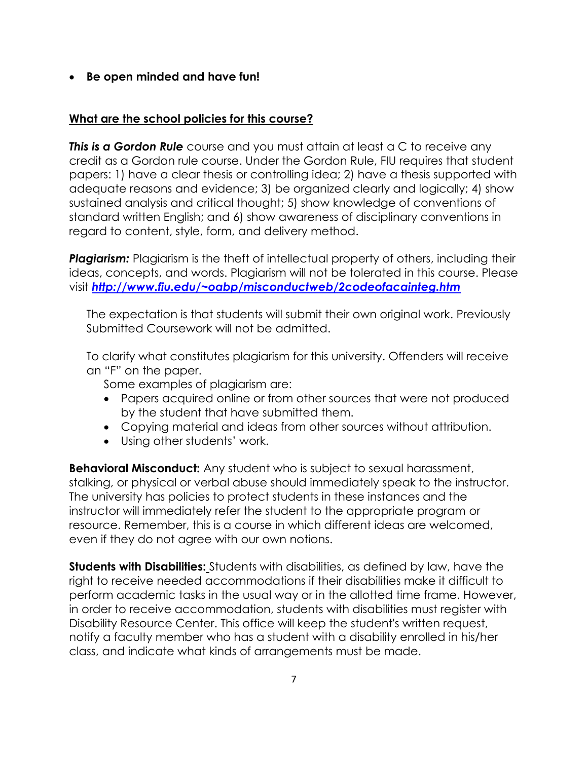- **Be open minded and have fun!**

**What are the school policies for this course?**

***This is a Gordon Rule*** course and you must attain at least a C to receive any credit as a Gordon rule course. Under the Gordon Rule, FIU requires that student papers: 1) have a clear thesis or controlling idea; 2) have a thesis supported with adequate reasons and evidence; 3) be organized clearly and logically; 4) show sustained analysis and critical thought; 5) show knowledge of conventions of standard written English; and 6) show awareness of disciplinary conventions in regard to content, style, form, and delivery method.

***Plagiarism:*** Plagiarism is the theft of intellectual property of others, including their ideas, concepts, and words. Plagiarism will not be tolerated in this course. Please visit ***http://www.fiu.edu/~oabp/misconductweb/2codeofacainteg.htm***

The expectation is that students will submit their own original work. Previously Submitted Coursework will not be admitted.

To clarify what constitutes plagiarism for this university. Offenders will receive an "F" on the paper.

Some examples of plagiarism are:

- Papers acquired online or from other sources that were not produced by the student that have submitted them.
- Copying material and ideas from other sources without attribution.
- Using other students' work.

**Behavioral Misconduct:** Any student who is subject to sexual harassment, stalking, or physical or verbal abuse should immediately speak to the instructor. The university has policies to protect students in these instances and the instructor will immediately refer the student to the appropriate program or resource. Remember, this is a course in which different ideas are welcomed, even if they do not agree with our own notions.

**Students with Disabilities:** Students with disabilities, as defined by law, have the right to receive needed accommodations if their disabilities make it difficult to perform academic tasks in the usual way or in the allotted time frame. However, in order to receive accommodation, students with disabilities must register with Disability Resource Center. This office will keep the student's written request, notify a faculty member who has a student with a disability enrolled in his/her class, and indicate what kinds of arrangements must be made.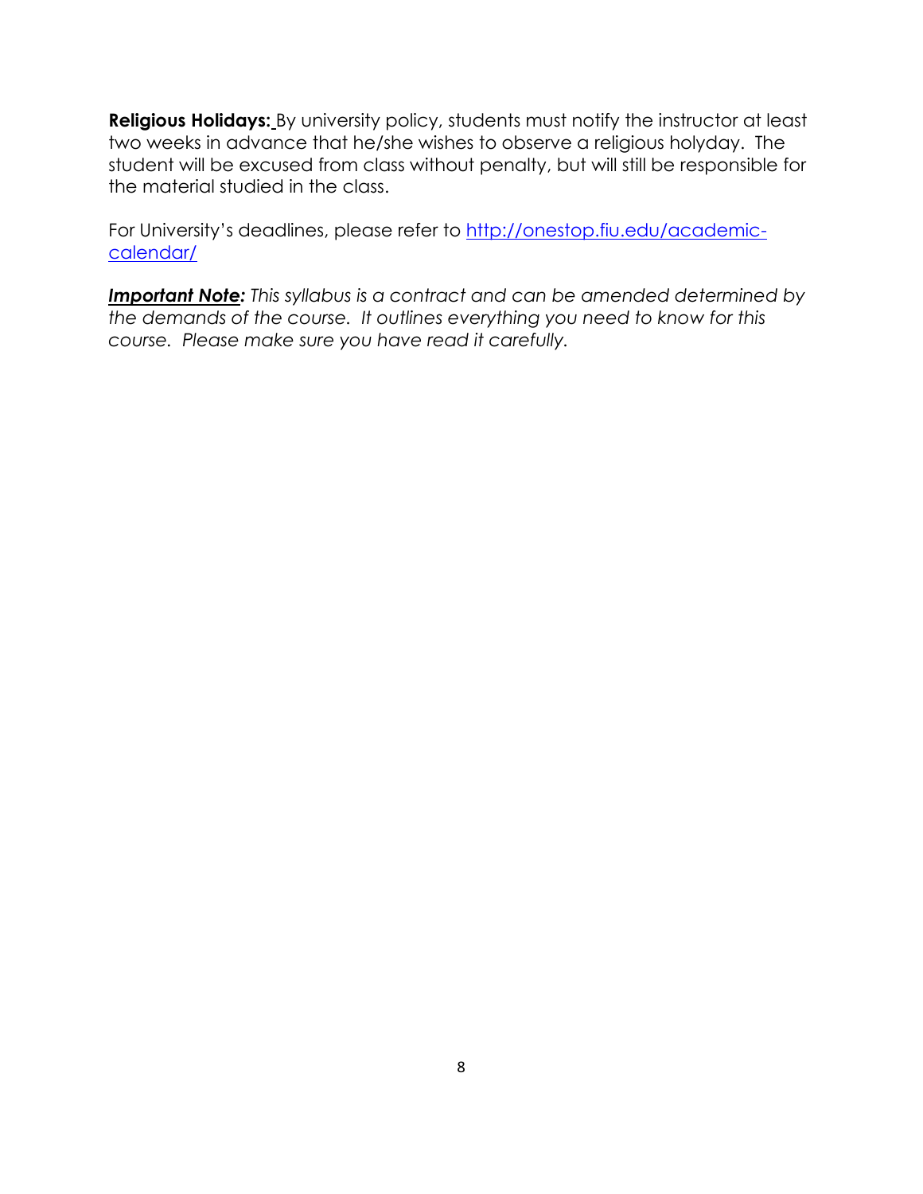**Religious Holidays:** By university policy, students must notify the instructor at least two weeks in advance that he/she wishes to observe a religious holyday. The student will be excused from class without penalty, but will still be responsible for the material studied in the class.

For University's deadlines, please refer to [http://onestop.fiu.edu/academic-calendar/](http://onestop.fiu.edu/academic-calendar/)

***Important Note:*** *This syllabus is a contract and can be amended determined by the demands of the course. It outlines everything you need to know for this course. Please make sure you have read it carefully.*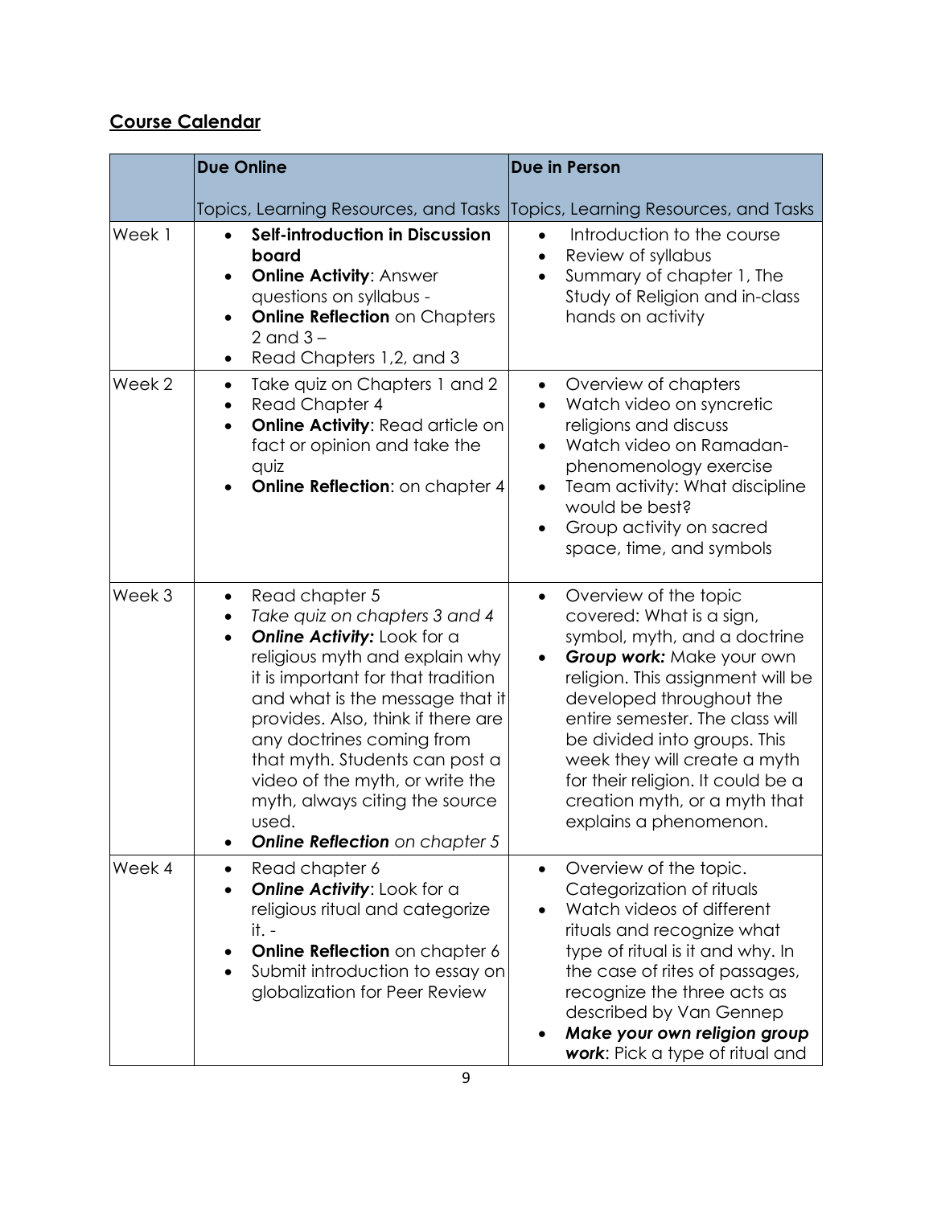## **Course Calendar**

| | **Due Online**<br><br>Topics, Learning Resources, and Tasks | **Due in Person**<br><br>Topics, Learning Resources, and Tasks |
|---|---|---|
| Week 1 | • **Self-introduction in Discussion board**<br>• **Online Activity**: Answer questions on syllabus -<br>• **Online Reflection** on Chapters 2 and 3 –<br>• Read Chapters 1,2, and 3 | • Introduction to the course<br>• Review of syllabus<br>• Summary of chapter 1, The Study of Religion and in-class hands on activity |
| Week 2 | • Take quiz on Chapters 1 and 2<br>• Read Chapter 4<br>• **Online Activity**: Read article on fact or opinion and take the quiz<br>• **Online Reflection**: on chapter 4 | • Overview of chapters<br>• Watch video on syncretic religions and discuss<br>• Watch video on Ramadan- phenomenology exercise<br>• Team activity: What discipline would be best?<br>• Group activity on sacred space, time, and symbols |
| Week 3 | • Read chapter 5<br>• *Take quiz on chapters 3 and 4*<br>• ***Online Activity:*** Look for a religious myth and explain why it is important for that tradition and what is the message that it provides. Also, think if there are any doctrines coming from that myth. Students can post a video of the myth, or write the myth, always citing the source used.<br>• ***Online Reflection*** *on chapter 5* | • Overview of the topic covered: What is a sign, symbol, myth, and a doctrine<br>• ***Group work:*** Make your own religion. This assignment will be developed throughout the entire semester. The class will be divided into groups. This week they will create a myth for their religion. It could be a creation myth, or a myth that explains a phenomenon. |
| Week 4 | • Read chapter 6<br>• ***Online Activity***: Look for a religious ritual and categorize it. -<br>• **Online Reflection** on chapter 6<br>• Submit introduction to essay on globalization for Peer Review | • Overview of the topic. Categorization of rituals<br>• Watch videos of different rituals and recognize what type of ritual is it and why. In the case of rites of passages, recognize the three acts as described by Van Gennep<br>• ***Make your own religion group work***: Pick a type of ritual and |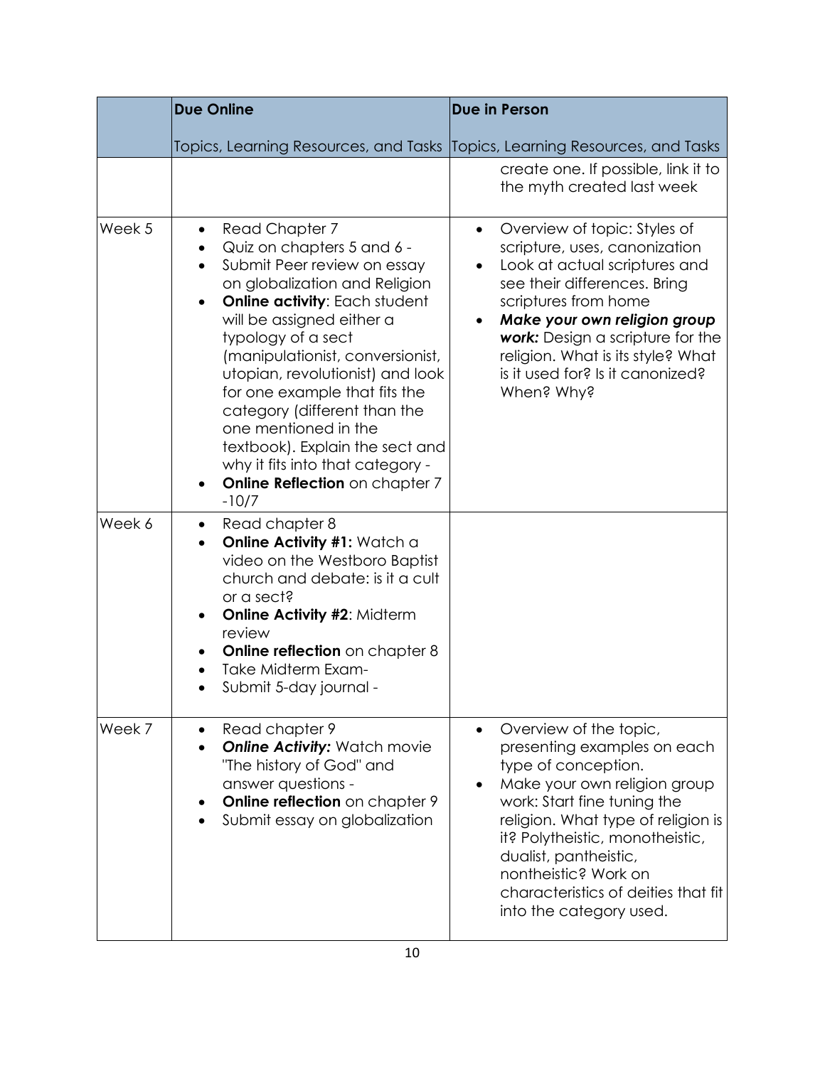| | Due Online<br><br>Topics, Learning Resources, and Tasks | Due in Person<br><br>Topics, Learning Resources, and Tasks |
|---|---|---|
| | | create one. If possible, link it to the myth created last week |
| Week 5 | • Read Chapter 7<br>• Quiz on chapters 5 and 6 -<br>• Submit Peer review on essay on globalization and Religion<br>• **Online activity**: Each student will be assigned either a typology of a sect (manipulationist, conversionist, utopian, revolutionist) and look for one example that fits the category (different than the one mentioned in the textbook). Explain the sect and why it fits into that category -<br>• **Online Reflection** on chapter 7 -10/7 | • Overview of topic: Styles of scripture, uses, canonization<br>• Look at actual scriptures and see their differences. Bring scriptures from home<br>• ***Make your own religion group work:*** Design a scripture for the religion. What is its style? What is it used for? Is it canonized? When? Why? |
| Week 6 | • Read chapter 8<br>• **Online Activity #1:** Watch a video on the Westboro Baptist church and debate: is it a cult or a sect?<br>• **Online Activity #2**: Midterm review<br>• **Online reflection** on chapter 8<br>• Take Midterm Exam-<br>• Submit 5-day journal - | |
| Week 7 | • Read chapter 9<br>• ***Online Activity:*** Watch movie "The history of God" and answer questions -<br>• **Online reflection** on chapter 9<br>• Submit essay on globalization | • Overview of the topic, presenting examples on each type of conception.<br>• Make your own religion group work: Start fine tuning the religion. What type of religion is it? Polytheistic, monotheistic, dualist, pantheistic, nontheistic? Work on characteristics of deities that fit into the category used. |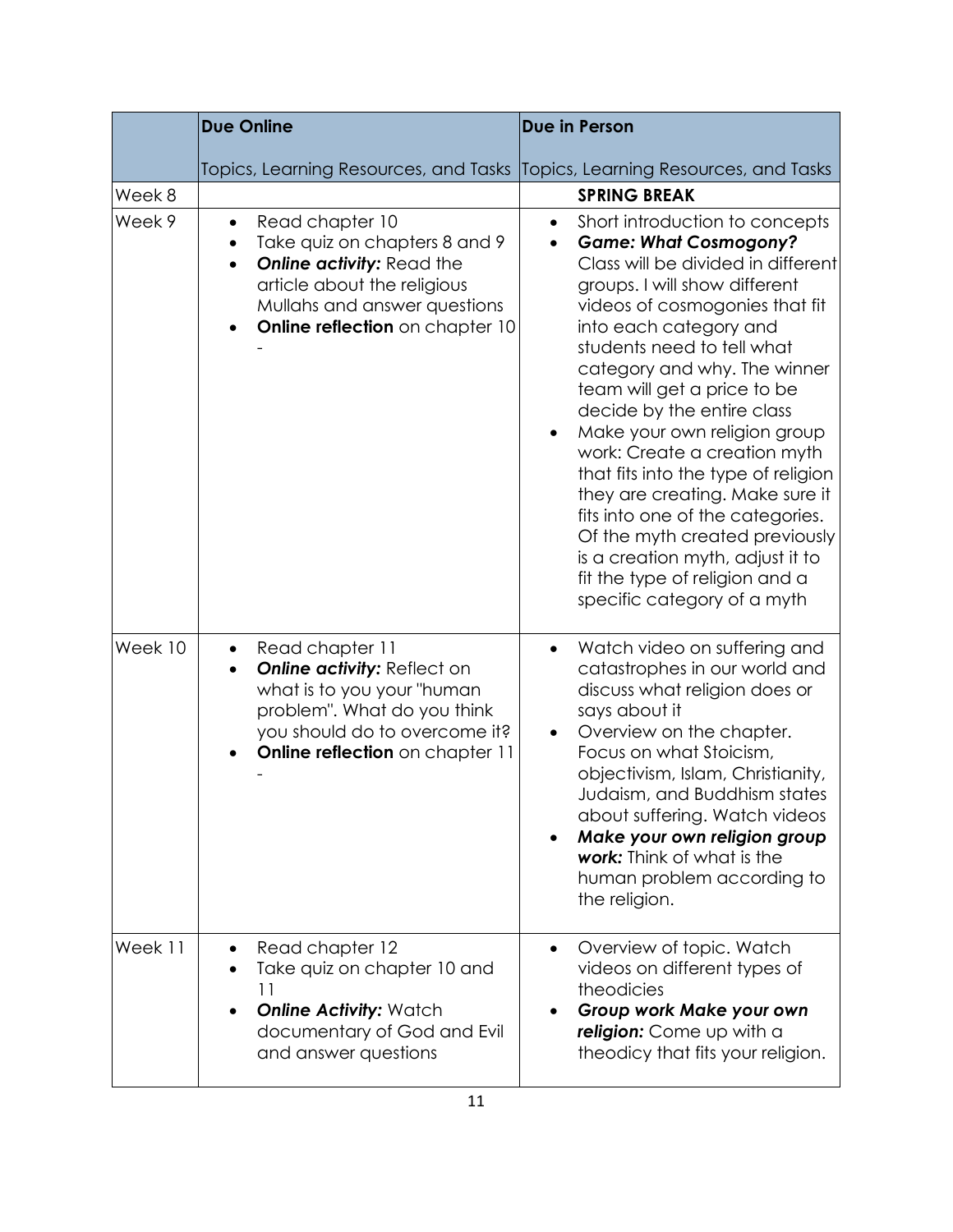| | Due Online | Due in Person |
| --- | --- | --- |
| | Topics, Learning Resources, and Tasks | Topics, Learning Resources, and Tasks |
| Week 8 | | **SPRING BREAK** |
| Week 9 | • Read chapter 10<br>• Take quiz on chapters 8 and 9<br>• ***Online activity:*** Read the article about the religious Mullahs and answer questions<br>• **Online reflection** on chapter 10<br>- | • Short introduction to concepts<br>• ***Game: What Cosmogony?*** Class will be divided in different groups. I will show different videos of cosmogonies that fit into each category and students need to tell what category and why. The winner team will get a price to be decide by the entire class<br>• Make your own religion group work: Create a creation myth that fits into the type of religion they are creating. Make sure it fits into one of the categories. Of the myth created previously is a creation myth, adjust it to fit the type of religion and a specific category of a myth |
| Week 10 | • Read chapter 11<br>• ***Online activity:*** Reflect on what is to you your "human problem". What do you think you should do to overcome it?<br>• **Online reflection** on chapter 11<br>- | • Watch video on suffering and catastrophes in our world and discuss what religion does or says about it<br>• Overview on the chapter. Focus on what Stoicism, objectivism, Islam, Christianity, Judaism, and Buddhism states about suffering. Watch videos<br>• ***Make your own religion group work:*** Think of what is the human problem according to the religion. |
| Week 11 | • Read chapter 12<br>• Take quiz on chapter 10 and 11<br>• ***Online Activity:*** Watch documentary of God and Evil and answer questions | • Overview of topic. Watch videos on different types of theodicies<br>• ***Group work Make your own religion:*** Come up with a theodicy that fits your religion. |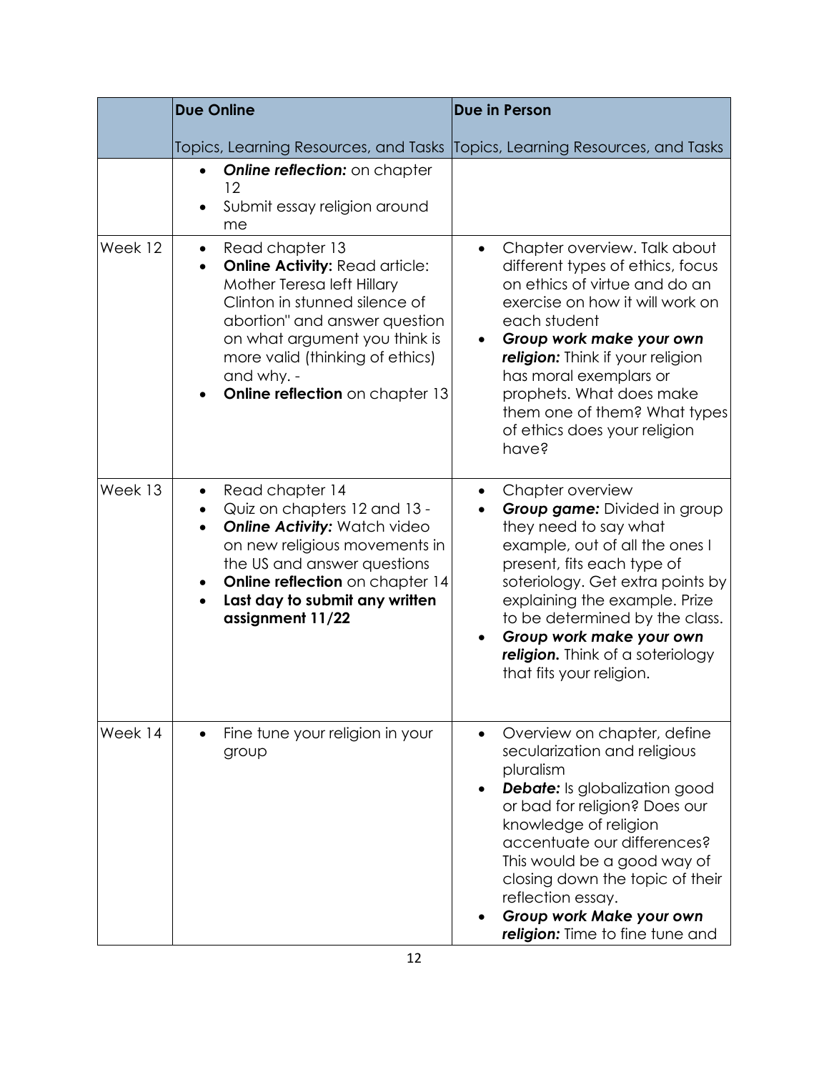| | Due Online<br><br>Topics, Learning Resources, and Tasks | Due in Person<br><br>Topics, Learning Resources, and Tasks |
|---|---|---|
| | • ***Online reflection:*** on chapter 12<br>• Submit essay religion around me | |
| Week 12 | • Read chapter 13<br>• **Online Activity:** Read article: Mother Teresa left Hillary Clinton in stunned silence of abortion" and answer question on what argument you think is more valid (thinking of ethics) and why. -<br>• **Online reflection** on chapter 13 | • Chapter overview. Talk about different types of ethics, focus on ethics of virtue and do an exercise on how it will work on each student<br>• ***Group work make your own religion:*** Think if your religion has moral exemplars or prophets. What does make them one of them? What types of ethics does your religion have? |
| Week 13 | • Read chapter 14<br>• Quiz on chapters 12 and 13 -<br>• ***Online Activity:*** Watch video on new religious movements in the US and answer questions<br>• **Online reflection** on chapter 14<br>• **Last day to submit any written assignment 11/22** | • Chapter overview<br>• ***Group game:*** Divided in group they need to say what example, out of all the ones I present, fits each type of soteriology. Get extra points by explaining the example. Prize to be determined by the class.<br>• ***Group work make your own religion.*** Think of a soteriology that fits your religion. |
| Week 14 | • Fine tune your religion in your group | • Overview on chapter, define secularization and religious pluralism<br>• ***Debate:*** Is globalization good or bad for religion? Does our knowledge of religion accentuate our differences? This would be a good way of closing down the topic of their reflection essay.<br>• ***Group work Make your own religion:*** Time to fine tune and |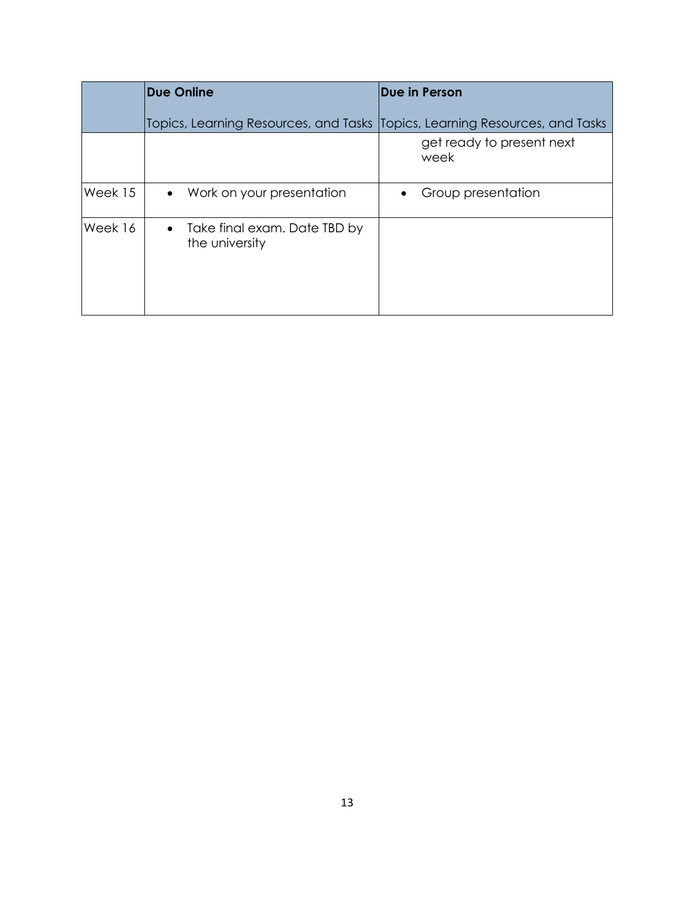| | **Due Online**<br><br>Topics, Learning Resources, and Tasks | **Due in Person**<br><br>Topics, Learning Resources, and Tasks |
|---|---|---|
| | | get ready to present next week |
| Week 15 | • Work on your presentation | • Group presentation |
| Week 16 | • Take final exam. Date TBD by the university | |